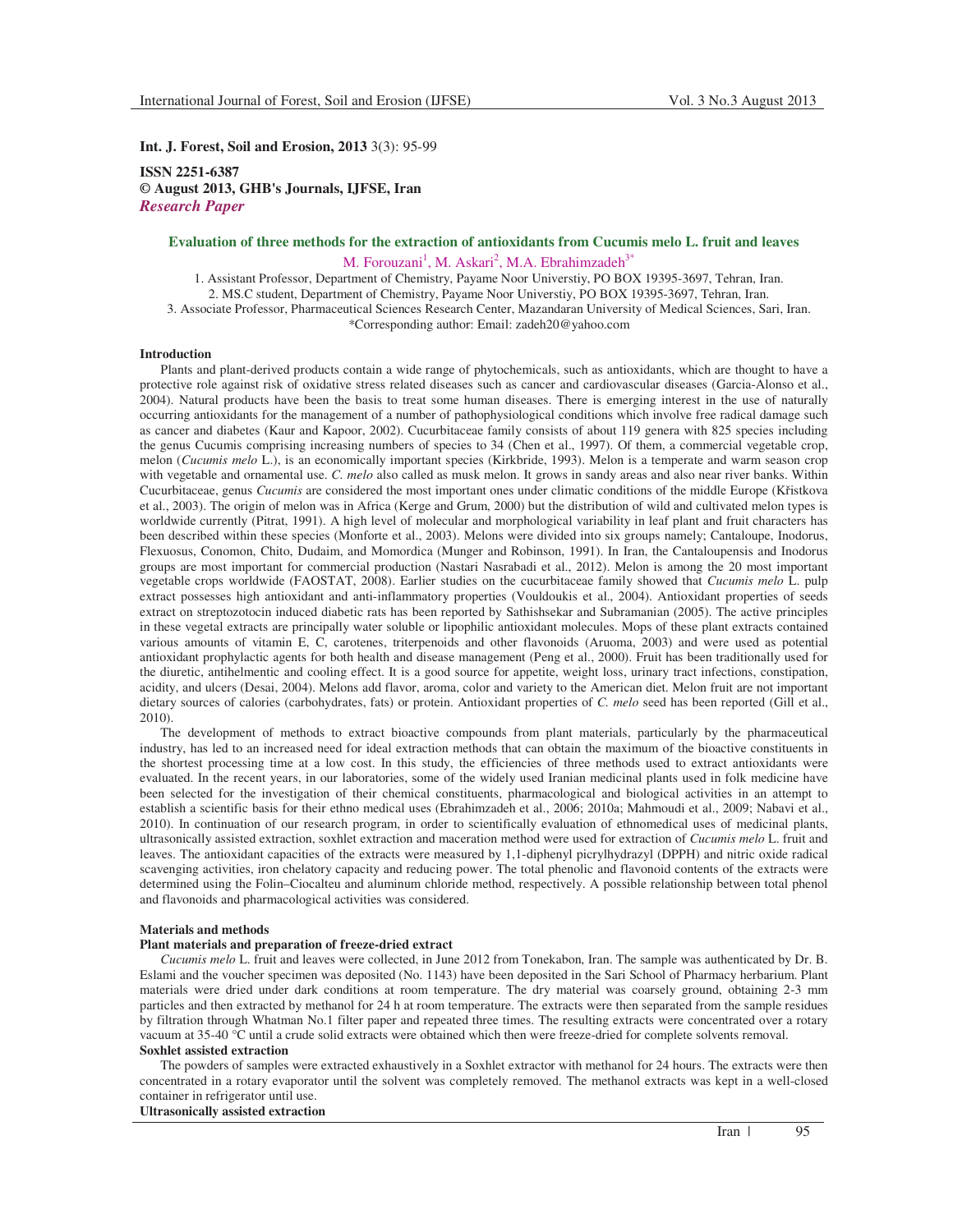**Int. J. Forest, Soil and Erosion, 2013** 3(3): 95-99

**ISSN 2251-6387**
**© August 2013, GHB's Journals, IJFSE, Iran**
***Research Paper***

## Evaluation of three methods for the extraction of antioxidants from Cucumis melo L. fruit and leaves

M. Forouzani[1], M. Askari[2], M.A. Ebrahimzadeh[3*]

1. Assistant Professor, Department of Chemistry, Payame Noor Universtiy, PO BOX 19395-3697, Tehran, Iran.
2. MS.C student, Department of Chemistry, Payame Noor Universtiy, PO BOX 19395-3697, Tehran, Iran.
3. Associate Professor, Pharmaceutical Sciences Research Center, Mazandaran University of Medical Sciences, Sari, Iran.

*Corresponding author: Email: zadeh20@yahoo.com

### Introduction

Plants and plant-derived products contain a wide range of phytochemicals, such as antioxidants, which are thought to have a protective role against risk of oxidative stress related diseases such as cancer and cardiovascular diseases (Garcia-Alonso et al., 2004). Natural products have been the basis to treat some human diseases. There is emerging interest in the use of naturally occurring antioxidants for the management of a number of pathophysiological conditions which involve free radical damage such as cancer and diabetes (Kaur and Kapoor, 2002). Cucurbitaceae family consists of about 119 genera with 825 species including the genus Cucumis comprising increasing numbers of species to 34 (Chen et al., 1997). Of them, a commercial vegetable crop, melon (*Cucumis melo* L.), is an economically important species (Kirkbride, 1993). Melon is a temperate and warm season crop with vegetable and ornamental use. *C. melo* also called as musk melon. It grows in sandy areas and also near river banks. Within Cucurbitaceae, genus *Cucumis* are considered the most important ones under climatic conditions of the middle Europe (Křistkova et al., 2003). The origin of melon was in Africa (Kerge and Grum, 2000) but the distribution of wild and cultivated melon types is worldwide currently (Pitrat, 1991). A high level of molecular and morphological variability in leaf plant and fruit characters has been described within these species (Monforte et al., 2003). Melons were divided into six groups namely; Cantaloupe, Inodorus, Flexuosus, Conomon, Chito, Dudaim, and Momordica (Munger and Robinson, 1991). In Iran, the Cantaloupensis and Inodorus groups are most important for commercial production (Nastari Nasrabadi et al., 2012). Melon is among the 20 most important vegetable crops worldwide (FAOSTAT, 2008). Earlier studies on the cucurbitaceae family showed that *Cucumis melo* L. pulp extract possesses high antioxidant and anti-inflammatory properties (Vouldoukis et al., 2004). Antioxidant properties of seeds extract on streptozotocin induced diabetic rats has been reported by Sathishsekar and Subramanian (2005). The active principles in these vegetal extracts are principally water soluble or lipophilic antioxidant molecules. Mops of these plant extracts contained various amounts of vitamin E, C, carotenes, triterpenoids and other flavonoids (Aruoma, 2003) and were used as potential antioxidant prophylactic agents for both health and disease management (Peng et al., 2000). Fruit has been traditionally used for the diuretic, antihelmentic and cooling effect. It is a good source for appetite, weight loss, urinary tract infections, constipation, acidity, and ulcers (Desai, 2004). Melons add flavor, aroma, color and variety to the American diet. Melon fruit are not important dietary sources of calories (carbohydrates, fats) or protein. Antioxidant properties of *C. melo* seed has been reported (Gill et al., 2010).

The development of methods to extract bioactive compounds from plant materials, particularly by the pharmaceutical industry, has led to an increased need for ideal extraction methods that can obtain the maximum of the bioactive constituents in the shortest processing time at a low cost. In this study, the efficiencies of three methods used to extract antioxidants were evaluated. In the recent years, in our laboratories, some of the widely used Iranian medicinal plants used in folk medicine have been selected for the investigation of their chemical constituents, pharmacological and biological activities in an attempt to establish a scientific basis for their ethno medical uses (Ebrahimzadeh et al., 2006; 2010a; Mahmoudi et al., 2009; Nabavi et al., 2010). In continuation of our research program, in order to scientifically evaluation of ethnomedical uses of medicinal plants, ultrasonically assisted extraction, soxhlet extraction and maceration method were used for extraction of *Cucumis melo* L. fruit and leaves. The antioxidant capacities of the extracts were measured by 1,1-diphenyl picrylhydrazyl (DPPH) and nitric oxide radical scavenging activities, iron chelatory capacity and reducing power. The total phenolic and flavonoid contents of the extracts were determined using the Folin–Ciocalteu and aluminum chloride method, respectively. A possible relationship between total phenol and flavonoids and pharmacological activities was considered.

### Materials and methods

#### Plant materials and preparation of freeze-dried extract

*Cucumis melo* L. fruit and leaves were collected, in June 2012 from Tonekabon, Iran. The sample was authenticated by Dr. B. Eslami and the voucher specimen was deposited (No. 1143) have been deposited in the Sari School of Pharmacy herbarium. Plant materials were dried under dark conditions at room temperature. The dry material was coarsely ground, obtaining 2-3 mm particles and then extracted by methanol for 24 h at room temperature. The extracts were then separated from the sample residues by filtration through Whatman No.1 filter paper and repeated three times. The resulting extracts were concentrated over a rotary vacuum at 35-40 °C until a crude solid extracts were obtained which then were freeze-dried for complete solvents removal.

#### Soxhlet assisted extraction

The powders of samples were extracted exhaustively in a Soxhlet extractor with methanol for 24 hours. The extracts were then concentrated in a rotary evaporator until the solvent was completely removed. The methanol extracts was kept in a well-closed container in refrigerator until use.

#### Ultrasonically assisted extraction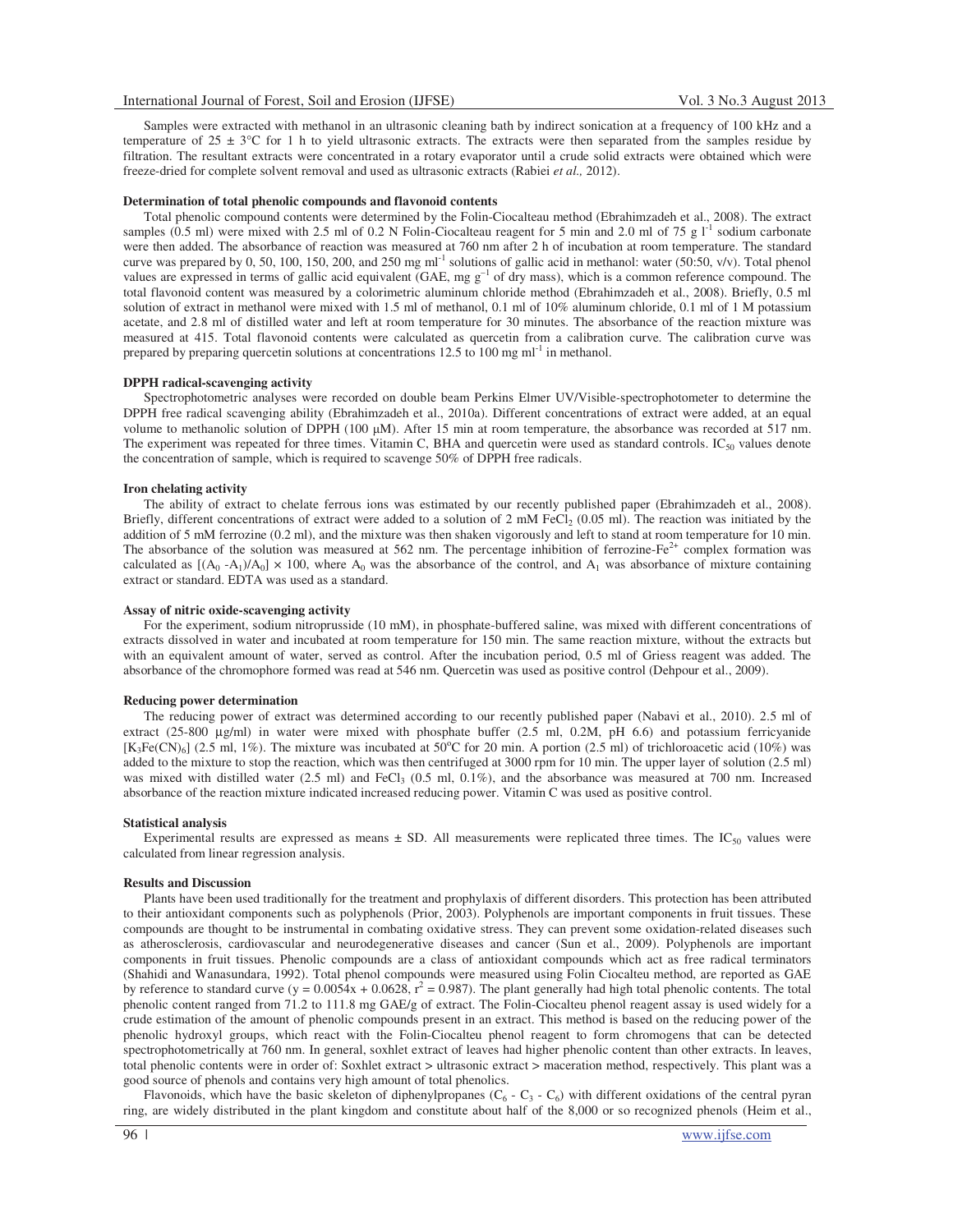Samples were extracted with methanol in an ultrasonic cleaning bath by indirect sonication at a frequency of 100 kHz and a temperature of 25 ± 3°C for 1 h to yield ultrasonic extracts. The extracts were then separated from the samples residue by filtration. The resultant extracts were concentrated in a rotary evaporator until a crude solid extracts were obtained which were freeze-dried for complete solvent removal and used as ultrasonic extracts (Rabiei *et al.,* 2012).

### Determination of total phenolic compounds and flavonoid contents

Total phenolic compound contents were determined by the Folin-Ciocalteau method (Ebrahimzadeh et al., 2008). The extract samples (0.5 ml) were mixed with 2.5 ml of 0.2 N Folin-Ciocalteau reagent for 5 min and 2.0 ml of 75 g $l^{-1}$ sodium carbonate were then added. The absorbance of reaction was measured at 760 nm after 2 h of incubation at room temperature. The standard curve was prepared by 0, 50, 100, 150, 200, and 250 mg $ml^{-1}$ solutions of gallic acid in methanol: water (50:50, v/v). Total phenol values are expressed in terms of gallic acid equivalent (GAE, mg $g^{-1}$ of dry mass), which is a common reference compound. The total flavonoid content was measured by a colorimetric aluminum chloride method (Ebrahimzadeh et al., 2008). Briefly, 0.5 ml solution of extract in methanol were mixed with 1.5 ml of methanol, 0.1 ml of 10% aluminum chloride, 0.1 ml of 1 M potassium acetate, and 2.8 ml of distilled water and left at room temperature for 30 minutes. The absorbance of the reaction mixture was measured at 415. Total flavonoid contents were calculated as quercetin from a calibration curve. The calibration curve was prepared by preparing quercetin solutions at concentrations 12.5 to 100 mg $ml^{-1}$ in methanol.

### DPPH radical-scavenging activity

Spectrophotometric analyses were recorded on double beam Perkins Elmer UV/Visible-spectrophotometer to determine the DPPH free radical scavenging ability (Ebrahimzadeh et al., 2010a). Different concentrations of extract were added, at an equal volume to methanolic solution of DPPH (100 μM). After 15 min at room temperature, the absorbance was recorded at 517 nm. The experiment was repeated for three times. Vitamin C, BHA and quercetin were used as standard controls. $IC_{50}$ values denote the concentration of sample, which is required to scavenge 50% of DPPH free radicals.

### Iron chelating activity

The ability of extract to chelate ferrous ions was estimated by our recently published paper (Ebrahimzadeh et al., 2008). Briefly, different concentrations of extract were added to a solution of 2 mM $FeCl_2$ (0.05 ml). The reaction was initiated by the addition of 5 mM ferrozine (0.2 ml), and the mixture was then shaken vigorously and left to stand at room temperature for 10 min. The absorbance of the solution was measured at 562 nm. The percentage inhibition of ferrozine-$Fe^{2+}$ complex formation was calculated as $[(A_0 - A_1)/A_0] \times 100$, where $A_0$ was the absorbance of the control, and $A_1$ was absorbance of mixture containing extract or standard. EDTA was used as a standard.

### Assay of nitric oxide-scavenging activity

For the experiment, sodium nitroprusside (10 mM), in phosphate-buffered saline, was mixed with different concentrations of extracts dissolved in water and incubated at room temperature for 150 min. The same reaction mixture, without the extracts but with an equivalent amount of water, served as control. After the incubation period, 0.5 ml of Griess reagent was added. The absorbance of the chromophore formed was read at 546 nm. Quercetin was used as positive control (Dehpour et al., 2009).

### Reducing power determination

The reducing power of extract was determined according to our recently published paper (Nabavi et al., 2010). 2.5 ml of extract (25-800 μg/ml) in water were mixed with phosphate buffer (2.5 ml, 0.2M, pH 6.6) and potassium ferricyanide [$K_3Fe(CN)_6$] (2.5 ml, 1%). The mixture was incubated at 50°C for 20 min. A portion (2.5 ml) of trichloroacetic acid (10%) was added to the mixture to stop the reaction, which was then centrifuged at 3000 rpm for 10 min. The upper layer of solution (2.5 ml) was mixed with distilled water (2.5 ml) and $FeCl_3$ (0.5 ml, 0.1%), and the absorbance was measured at 700 nm. Increased absorbance of the reaction mixture indicated increased reducing power. Vitamin C was used as positive control.

### Statistical analysis

Experimental results are expressed as means ± SD. All measurements were replicated three times. The $IC_{50}$ values were calculated from linear regression analysis.

### Results and Discussion

Plants have been used traditionally for the treatment and prophylaxis of different disorders. This protection has been attributed to their antioxidant components such as polyphenols (Prior, 2003). Polyphenols are important components in fruit tissues. These compounds are thought to be instrumental in combating oxidative stress. They can prevent some oxidation-related diseases such as atherosclerosis, cardiovascular and neurodegenerative diseases and cancer (Sun et al., 2009). Polyphenols are important components in fruit tissues. Phenolic compounds are a class of antioxidant compounds which act as free radical terminators (Shahidi and Wanasundara, 1992). Total phenol compounds were measured using Folin Ciocalteu method, are reported as GAE by reference to standard curve ($y = 0.0054x + 0.0628$, $r^2 = 0.987$). The plant generally had high total phenolic contents. The total phenolic content ranged from 71.2 to 111.8 mg GAE/g of extract. The Folin-Ciocalteu phenol reagent assay is used widely for a crude estimation of the amount of phenolic compounds present in an extract. This method is based on the reducing power of the phenolic hydroxyl groups, which react with the Folin-Ciocalteu phenol reagent to form chromogens that can be detected spectrophotometrically at 760 nm. In general, soxhlet extract of leaves had higher phenolic content than other extracts. In leaves, total phenolic contents were in order of: Soxhlet extract > ultrasonic extract > maceration method, respectively. This plant was a good source of phenols and contains very high amount of total phenolics.

Flavonoids, which have the basic skeleton of diphenylpropanes ($C_6$ - $C_3$ - $C_6$) with different oxidations of the central pyran ring, are widely distributed in the plant kingdom and constitute about half of the 8,000 or so recognized phenols (Heim et al.,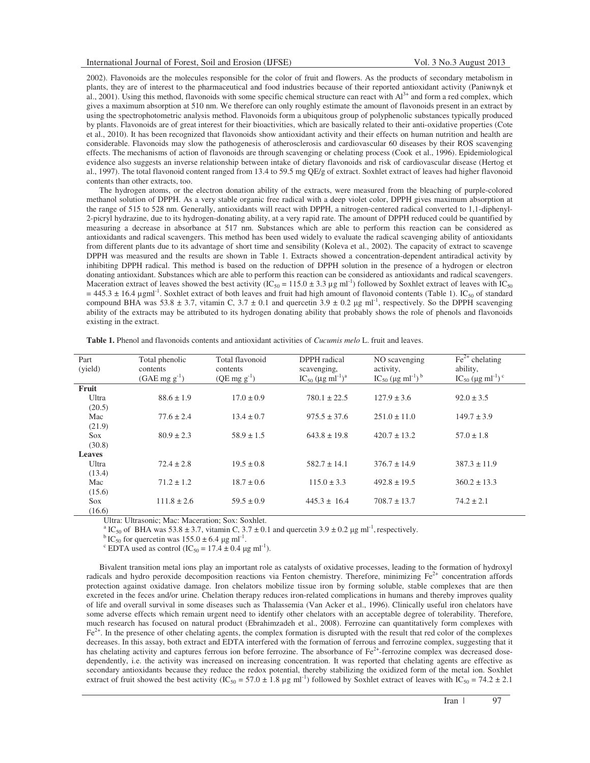2002). Flavonoids are the molecules responsible for the color of fruit and flowers. As the products of secondary metabolism in plants, they are of interest to the pharmaceutical and food industries because of their reported antioxidant activity (Paniwnyk et al., 2001). Using this method, flavonoids with some specific chemical structure can react with $Al^{3+}$ and form a red complex, which gives a maximum absorption at 510 nm. We therefore can only roughly estimate the amount of flavonoids present in an extract by using the spectrophotometric analysis method. Flavonoids form a ubiquitous group of polyphenolic substances typically produced by plants. Flavonoids are of great interest for their bioactivities, which are basically related to their anti-oxidative properties (Cote et al., 2010). It has been recognized that flavonoids show antioxidant activity and their effects on human nutrition and health are considerable. Flavonoids may slow the pathogenesis of atherosclerosis and cardiovascular 60 diseases by their ROS scavenging effects. The mechanisms of action of flavonoids are through scavenging or chelating process (Cook et al., 1996). Epidemiological evidence also suggests an inverse relationship between intake of dietary flavonoids and risk of cardiovascular disease (Hertog et al., 1997). The total flavonoid content ranged from 13.4 to 59.5 mg QE/g of extract. Soxhlet extract of leaves had higher flavonoid contents than other extracts, too.

The hydrogen atoms, or the electron donation ability of the extracts, were measured from the bleaching of purple-colored methanol solution of DPPH. As a very stable organic free radical with a deep violet color, DPPH gives maximum absorption at the range of 515 to 528 nm. Generally, antioxidants will react with DPPH, a nitrogen-centered radical converted to 1,1-diphenyl-2-picryl hydrazine, due to its hydrogen-donating ability, at a very rapid rate. The amount of DPPH reduced could be quantified by measuring a decrease in absorbance at 517 nm. Substances which are able to perform this reaction can be considered as antioxidants and radical scavengers. This method has been used widely to evaluate the radical scavenging ability of antioxidants from different plants due to its advantage of short time and sensibility (Koleva et al., 2002). The capacity of extract to scavenge DPPH was measured and the results are shown in Table 1. Extracts showed a concentration-dependent antiradical activity by inhibiting DPPH radical. This method is based on the reduction of DPPH solution in the presence of a hydrogen or electron donating antioxidant. Substances which are able to perform this reaction can be considered as antioxidants and radical scavengers. Maceration extract of leaves showed the best activity ($IC_{50}$ = 115.0 ± 3.3 µg ml$^{-1}$) followed by Soxhlet extract of leaves with $IC_{50}$ = 445.3 ± 16.4 µgml$^{-1}$. Soxhlet extract of both leaves and fruit had high amount of flavonoid contents (Table 1). $IC_{50}$ of standard compound BHA was 53.8 ± 3.7, vitamin C, 3.7 ± 0.1 and quercetin 3.9 ± 0.2 µg ml$^{-1}$, respectively. So the DPPH scavenging ability of the extracts may be attributed to its hydrogen donating ability that probably shows the role of phenols and flavonoids existing in the extract.

**Table 1.** Phenol and flavonoids contents and antioxidant activities of *Cucumis melo* L. fruit and leaves.

| Part (yield) | Total phenolic contents (GAE mg g$^{-1}$) | Total flavonoid contents (QE mg g$^{-1}$) | DPPH radical scavenging, $IC_{50}$ (µg ml$^{-1}$)[a] | NO scavenging activity, $IC_{50}$ (µg ml$^{-1}$)[b] | $Fe^{2+}$ chelating ability, $IC_{50}$ (µg ml$^{-1}$)[c] |
|---|---|---|---|---|---|
| **Fruit** | | | | | |
| Ultra (20.5) | 88.6 ± 1.9 | 17.0 ± 0.9 | 780.1 ± 22.5 | 127.9 ± 3.6 | 92.0 ± 3.5 |
| Mac (21.9) | 77.6 ± 2.4 | 13.4 ± 0.7 | 975.5 ± 37.6 | 251.0 ± 11.0 | 149.7 ± 3.9 |
| Sox (30.8) | 80.9 ± 2.3 | 58.9 ± 1.5 | 643.8 ± 19.8 | 420.7 ± 13.2 | 57.0 ± 1.8 |
| **Leaves** | | | | | |
| Ultra (13.4) | 72.4 ± 2.8 | 19.5 ± 0.8 | 582.7 ± 14.1 | 376.7 ± 14.9 | 387.3 ± 11.9 |
| Mac (15.6) | 71.2 ± 1.2 | 18.7 ± 0.6 | 115.0 ± 3.3 | 492.8 ± 19.5 | 360.2 ± 13.3 |
| Sox (16.6) | 111.8 ± 2.6 | 59.5 ± 0.9 | 445.3 ± 16.4 | 708.7 ± 13.7 | 74.2 ± 2.1 |

Ultra: Ultrasonic; Mac: Maceration; Sox: Soxhlet.

[a] $IC_{50}$ of BHA was 53.8 ± 3.7, vitamin C, 3.7 ± 0.1 and quercetin 3.9 ± 0.2 µg ml$^{-1}$, respectively.

[b] $IC_{50}$ for quercetin was 155.0 ± 6.4 µg ml$^{-1}$.

[c] EDTA used as control ($IC_{50}$ = 17.4 ± 0.4 µg ml$^{-1}$).

Bivalent transition metal ions play an important role as catalysts of oxidative processes, leading to the formation of hydroxyl radicals and hydro peroxide decomposition reactions via Fenton chemistry. Therefore, minimizing $Fe^{2+}$ concentration affords protection against oxidative damage. Iron chelators mobilize tissue iron by forming soluble, stable complexes that are then excreted in the feces and/or urine. Chelation therapy reduces iron-related complications in humans and thereby improves quality of life and overall survival in some diseases such as Thalassemia (Van Acker et al., 1996). Clinically useful iron chelators have some adverse effects which remain urgent need to identify other chelators with an acceptable degree of tolerability. Therefore, much research has focused on natural product (Ebrahimzadeh et al., 2008). Ferrozine can quantitatively form complexes with $Fe^{2+}$. In the presence of other chelating agents, the complex formation is disrupted with the result that red color of the complexes decreases. In this assay, both extract and EDTA interfered with the formation of ferrous and ferrozine complex, suggesting that it has chelating activity and captures ferrous ion before ferrozine. The absorbance of $Fe^{2+}$-ferrozine complex was decreased dose-dependently, i.e. the activity was increased on increasing concentration. It was reported that chelating agents are effective as secondary antioxidants because they reduce the redox potential, thereby stabilizing the oxidized form of the metal ion. Soxhlet extract of fruit showed the best activity ($IC_{50}$ = 57.0 ± 1.8 µg ml$^{-1}$) followed by Soxhlet extract of leaves with $IC_{50}$ = 74.2 ± 2.1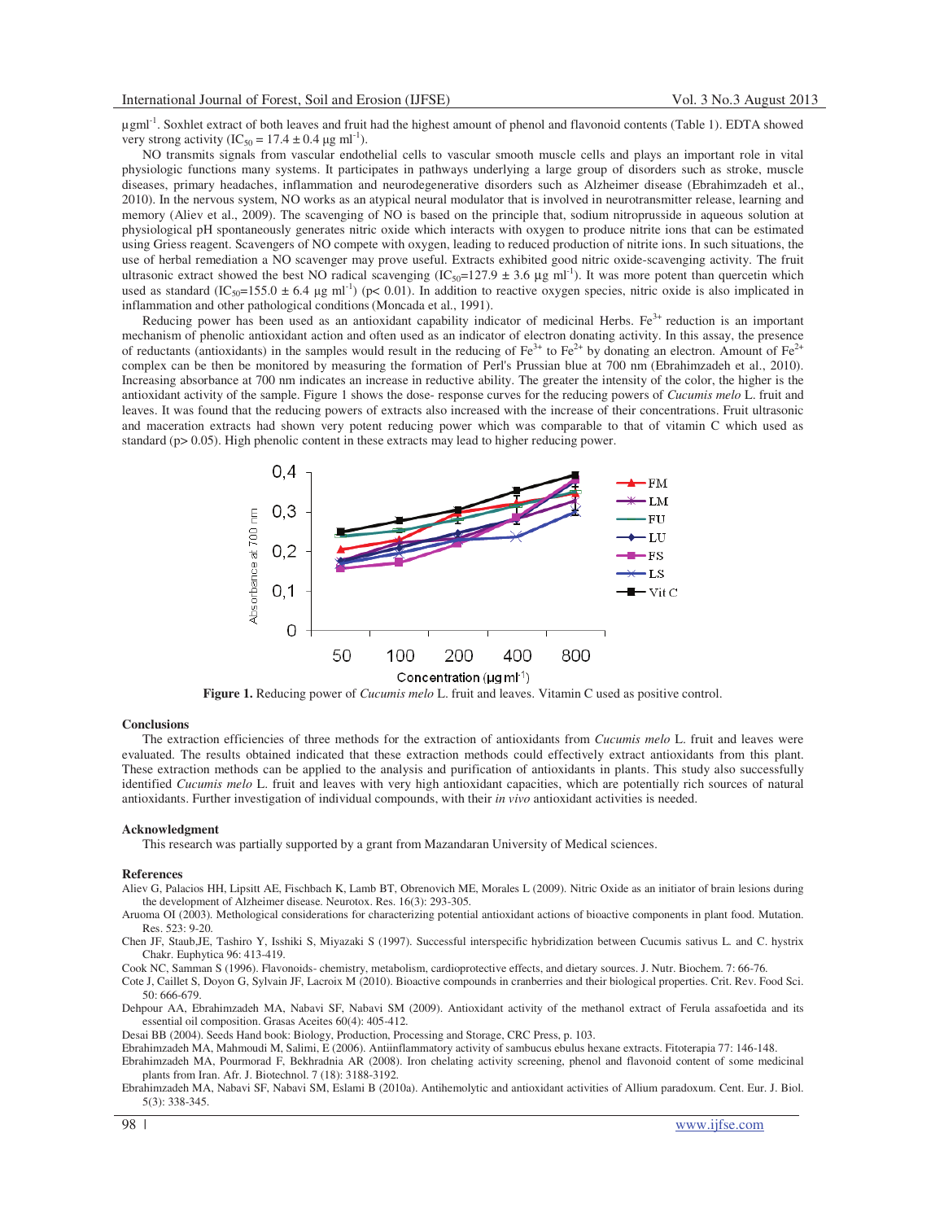µgml$^{-1}$. Soxhlet extract of both leaves and fruit had the highest amount of phenol and flavonoid contents (Table 1). EDTA showed very strong activity ($IC_{50}$ = 17.4 ± 0.4 µg ml$^{-1}$).

NO transmits signals from vascular endothelial cells to vascular smooth muscle cells and plays an important role in vital physiologic functions many systems. It participates in pathways underlying a large group of disorders such as stroke, muscle diseases, primary headaches, inflammation and neurodegenerative disorders such as Alzheimer disease (Ebrahimzadeh et al., 2010). In the nervous system, NO works as an atypical neural modulator that is involved in neurotransmitter release, learning and memory (Aliev et al., 2009). The scavenging of NO is based on the principle that, sodium nitroprusside in aqueous solution at physiological pH spontaneously generates nitric oxide which interacts with oxygen to produce nitrite ions that can be estimated using Griess reagent. Scavengers of NO compete with oxygen, leading to reduced production of nitrite ions. In such situations, the use of herbal remediation a NO scavenger may prove useful. Extracts exhibited good nitric oxide-scavenging activity. The fruit ultrasonic extract showed the best NO radical scavenging ($IC_{50}$=127.9 ± 3.6 µg ml$^{-1}$). It was more potent than quercetin which used as standard ($IC_{50}$=155.0 ± 6.4 µg ml$^{-1}$) ($p< 0.01$). In addition to reactive oxygen species, nitric oxide is also implicated in inflammation and other pathological conditions (Moncada et al., 1991).

Reducing power has been used as an antioxidant capability indicator of medicinal Herbs. $Fe^{3+}$ reduction is an important mechanism of phenolic antioxidant action and often used as an indicator of electron donating activity. In this assay, the presence of reductants (antioxidants) in the samples would result in the reducing of $Fe^{3+}$ to $Fe^{2+}$ by donating an electron. Amount of $Fe^{2+}$ complex can be then be monitored by measuring the formation of Perl's Prussian blue at 700 nm (Ebrahimzadeh et al., 2010). Increasing absorbance at 700 nm indicates an increase in reductive ability. The greater the intensity of the color, the higher is the antioxidant activity of the sample. Figure 1 shows the dose- response curves for the reducing powers of *Cucumis melo* L. fruit and leaves. It was found that the reducing powers of extracts also increased with the increase of their concentrations. Fruit ultrasonic and maceration extracts had shown very potent reducing power which was comparable to that of vitamin C which used as standard ($p> 0.05$). High phenolic content in these extracts may lead to higher reducing power.

**Figure 1.** Reducing power of *Cucumis melo* L. fruit and leaves. Vitamin C used as positive control.

## Conclusions

The extraction efficiencies of three methods for the extraction of antioxidants from *Cucumis melo* L. fruit and leaves were evaluated. The results obtained indicated that these extraction methods could effectively extract antioxidants from this plant. These extraction methods can be applied to the analysis and purification of antioxidants in plants. This study also successfully identified *Cucumis melo* L. fruit and leaves with very high antioxidant capacities, which are potentially rich sources of natural antioxidants. Further investigation of individual compounds, with their *in vivo* antioxidant activities is needed.

## Acknowledgment

This research was partially supported by a grant from Mazandaran University of Medical sciences.

## References

Aliev G, Palacios HH, Lipsitt AE, Fischbach K, Lamb BT, Obrenovich ME, Morales L (2009). Nitric Oxide as an initiator of brain lesions during the development of Alzheimer disease. Neurotox. Res. 16(3): 293-305.

Aruoma OI (2003). Methological considerations for characterizing potential antioxidant actions of bioactive components in plant food. Mutation. Res. 523: 9-20.

Chen JF, Staub,JE, Tashiro Y, Isshiki S, Miyazaki S (1997). Successful interspecific hybridization between Cucumis sativus L. and C. hystrix Chakr. Euphytica 96: 413-419.

Cook NC, Samman S (1996). Flavonoids- chemistry, metabolism, cardioprotective effects, and dietary sources. J. Nutr. Biochem. 7: 66-76.

Cote J, Caillet S, Doyon G, Sylvain JF, Lacroix M (2010). Bioactive compounds in cranberries and their biological properties. Crit. Rev. Food Sci. 50: 666-679.

Dehpour AA, Ebrahimzadeh MA, Nabavi SF, Nabavi SM (2009). Antioxidant activity of the methanol extract of Ferula assafoetida and its essential oil composition. Grasas Aceites 60(4): 405-412.

Desai BB (2004). Seeds Hand book: Biology, Production, Processing and Storage, CRC Press, p. 103.

Ebrahimzadeh MA, Mahmoudi M, Salimi, E (2006). Antiinflammatory activity of sambucus ebulus hexane extracts. Fitoterapia 77: 146-148.

Ebrahimzadeh MA, Pourmorad F, Bekhradnia AR (2008). Iron chelating activity screening, phenol and flavonoid content of some medicinal plants from Iran. Afr. J. Biotechnol. 7 (18): 3188-3192.

Ebrahimzadeh MA, Nabavi SF, Nabavi SM, Eslami B (2010a). Antihemolytic and antioxidant activities of Allium paradoxum. Cent. Eur. J. Biol. 5(3): 338-345.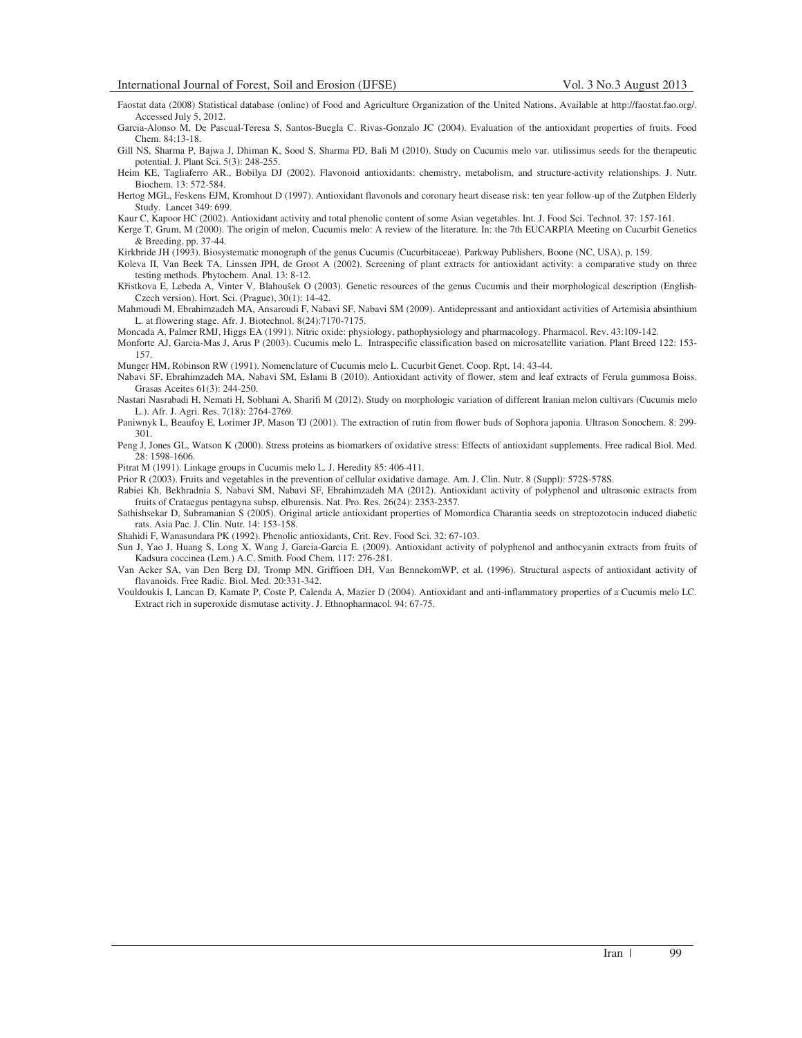Faostat data (2008) Statistical database (online) of Food and Agriculture Organization of the United Nations. Available at http://faostat.fao.org/. Accessed July 5, 2012.

Garcia-Alonso M, De Pascual-Teresa S, Santos-Buegla C. Rivas-Gonzalo JC (2004). Evaluation of the antioxidant properties of fruits. Food Chem. 84:13-18.

Gill NS, Sharma P, Bajwa J, Dhiman K, Sood S, Sharma PD, Bali M (2010). Study on Cucumis melo var. utilissimus seeds for the therapeutic potential. J. Plant Sci. 5(3): 248-255.

Heim KE, Tagliaferro AR., Bobilya DJ (2002). Flavonoid antioxidants: chemistry, metabolism, and structure-activity relationships. J. Nutr. Biochem. 13: 572-584.

Hertog MGL, Feskens EJM, Kromhout D (1997). Antioxidant flavonols and coronary heart disease risk: ten year follow-up of the Zutphen Elderly Study. Lancet 349: 699.

Kaur C, Kapoor HC (2002). Antioxidant activity and total phenolic content of some Asian vegetables. Int. J. Food Sci. Technol. 37: 157-161.

Kerge T, Grum, M (2000). The origin of melon, Cucumis melo: A review of the literature. In: the 7th EUCARPIA Meeting on Cucurbit Genetics & Breeding, pp. 37-44.

Kirkbride JH (1993). Biosystematic monograph of the genus Cucumis (Cucurbitaceae). Parkway Publishers, Boone (NC, USA), p. 159.

Koleva II, Van Beek TA, Linssen JPH, de Groot A (2002). Screening of plant extracts for antioxidant activity: a comparative study on three testing methods. Phytochem. Anal. 13: 8-12.

Křistkova E, Lebeda A, Vinter V, Blahoušek O (2003). Genetic resources of the genus Cucumis and their morphological description (English-Czech version). Hort. Sci. (Prague), 30(1): 14-42.

Mahmoudi M, Ebrahimzadeh MA, Ansaroudi F, Nabavi SF, Nabavi SM (2009). Antidepressant and antioxidant activities of Artemisia absinthium L. at flowering stage. Afr. J. Biotechnol. 8(24):7170-7175.

Moncada A, Palmer RMJ, Higgs EA (1991). Nitric oxide: physiology, pathophysiology and pharmacology. Pharmacol. Rev. 43:109-142.

Monforte AJ, Garcia-Mas J, Arus P (2003). Cucumis melo L. Intraspecific classification based on microsatellite variation. Plant Breed 122: 153-157.

Munger HM, Robinson RW (1991). Nomenclature of Cucumis melo L. Cucurbit Genet. Coop. Rpt, 14: 43-44.

Nabavi SF, Ebrahimzadeh MA, Nabavi SM, Eslami B (2010). Antioxidant activity of flower, stem and leaf extracts of Ferula gummosa Boiss. Grasas Aceites 61(3): 244-250.

Nastari Nasrabadi H, Nemati H, Sobhani A, Sharifi M (2012). Study on morphologic variation of different Iranian melon cultivars (Cucumis melo L.). Afr. J. Agri. Res. 7(18): 2764-2769.

Paniwnyk L, Beaufoy E, Lorimer JP, Mason TJ (2001). The extraction of rutin from flower buds of Sophora japonia. Ultrason Sonochem. 8: 299-301.

Peng J, Jones GL, Watson K (2000). Stress proteins as biomarkers of oxidative stress: Effects of antioxidant supplements. Free radical Biol. Med. 28: 1598-1606.

Pitrat M (1991). Linkage groups in Cucumis melo L. J. Heredity 85: 406-411.

Prior R (2003). Fruits and vegetables in the prevention of cellular oxidative damage. Am. J. Clin. Nutr. 8 (Suppl): 572S-578S.

Rabiei Kh, Bekhradnia S, Nabavi SM, Nabavi SF, Ebrahimzadeh MA (2012). Antioxidant activity of polyphenol and ultrasonic extracts from fruits of Crataegus pentagyna subsp. elburensis. Nat. Pro. Res. 26(24): 2353-2357.

Sathishsekar D, Subramanian S (2005). Original article antioxidant properties of Momordica Charantia seeds on streptozotocin induced diabetic rats. Asia Pac. J. Clin. Nutr. 14: 153-158.

Shahidi F, Wanasundara PK (1992). Phenolic antioxidants, Crit. Rev. Food Sci. 32: 67-103.

Sun J, Yao J, Huang S, Long X, Wang J, Garcia-Garcia E. (2009). Antioxidant activity of polyphenol and anthocyanin extracts from fruits of Kadsura coccinea (Lem.) A.C. Smith. Food Chem. 117: 276-281.

Van Acker SA, van Den Berg DJ, Tromp MN, Griffioen DH, Van BennekomWP, et al. (1996). Structural aspects of antioxidant activity of flavanoids. Free Radic. Biol. Med. 20:331-342.

Vouldoukis I, Lancan D, Kamate P, Coste P, Calenda A, Mazier D (2004). Antioxidant and anti-inflammatory properties of a Cucumis melo LC. Extract rich in superoxide dismutase activity. J. Ethnopharmacol. 94: 67-75.